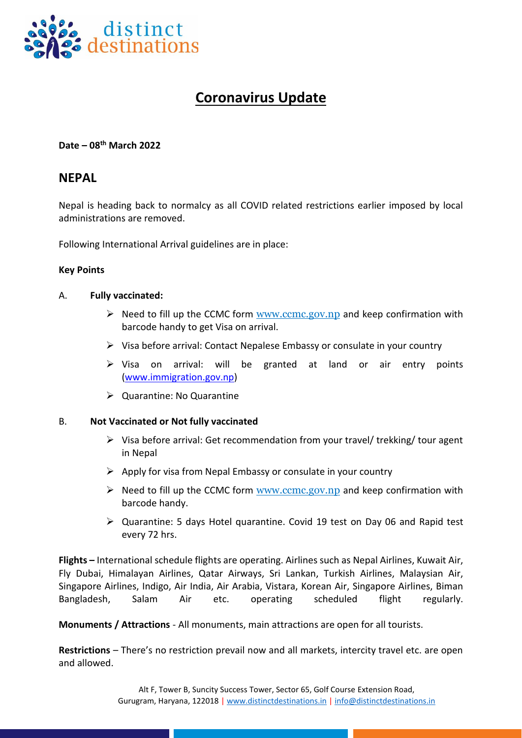# Coronavirus Update

**Date – 08th March 2022**

## NEPAL

Nepal is heading back to normalcy as all COVID related restrictions earlier imposed by local administrations are removed.

Following International Arrival guidelines are in place:

**Key Points**

A. **Fully vaccinated:**

- Need to fill up the CCMC form www.ccmc.gov.np and keep confirmation with barcode handy to get Visa on arrival.
- Visa before arrival: Contact Nepalese Embassy or consulate in your country
- Visa on arrival: will be granted at land or air entry points (www.immigration.gov.np)
- Quarantine: No Quarantine

B. **Not Vaccinated or Not fully vaccinated**

- Visa before arrival: Get recommendation from your travel/ trekking/ tour agent in Nepal
- Apply for visa from Nepal Embassy or consulate in your country
- Need to fill up the CCMC form www.ccmc.gov.np and keep confirmation with barcode handy.
- Quarantine: 5 days Hotel quarantine. Covid 19 test on Day 06 and Rapid test every 72 hrs.

**Flights –** International schedule flights are operating. Airlines such as Nepal Airlines, Kuwait Air, Fly Dubai, Himalayan Airlines, Qatar Airways, Sri Lankan, Turkish Airlines, Malaysian Air, Singapore Airlines, Indigo, Air India, Air Arabia, Vistara, Korean Air, Singapore Airlines, Biman Bangladesh, Salam Air etc. operating scheduled flight regularly.

**Monuments / Attractions** - All monuments, main attractions are open for all tourists.

**Restrictions** – There's no restriction prevail now and all markets, intercity travel etc. are open and allowed.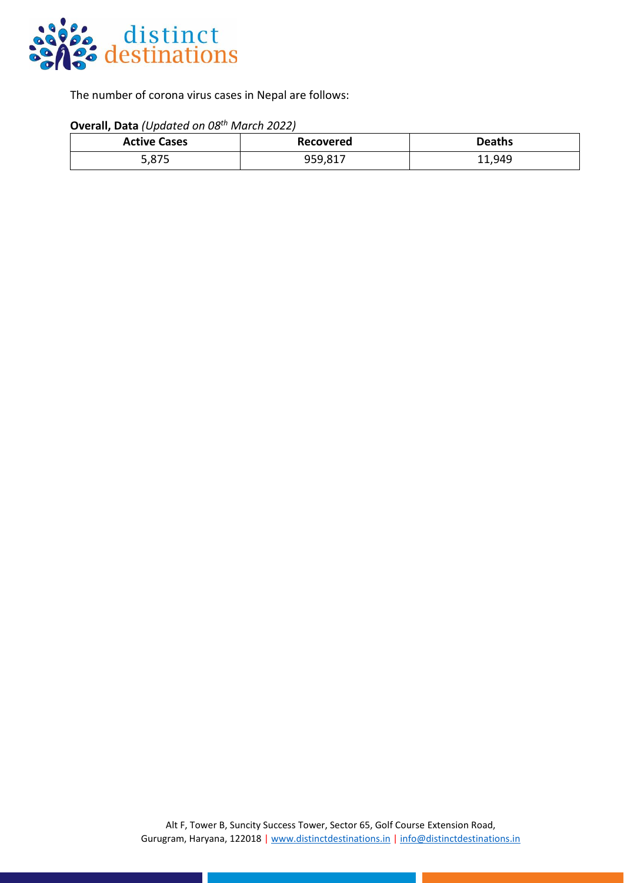The number of corona virus cases in Nepal are follows:

**Overall, Data** *(Updated on 08th March 2022)*

| Active Cases | Recovered | Deaths |
|---|---|---|
| 5,875 | 959,817 | 11,949 |